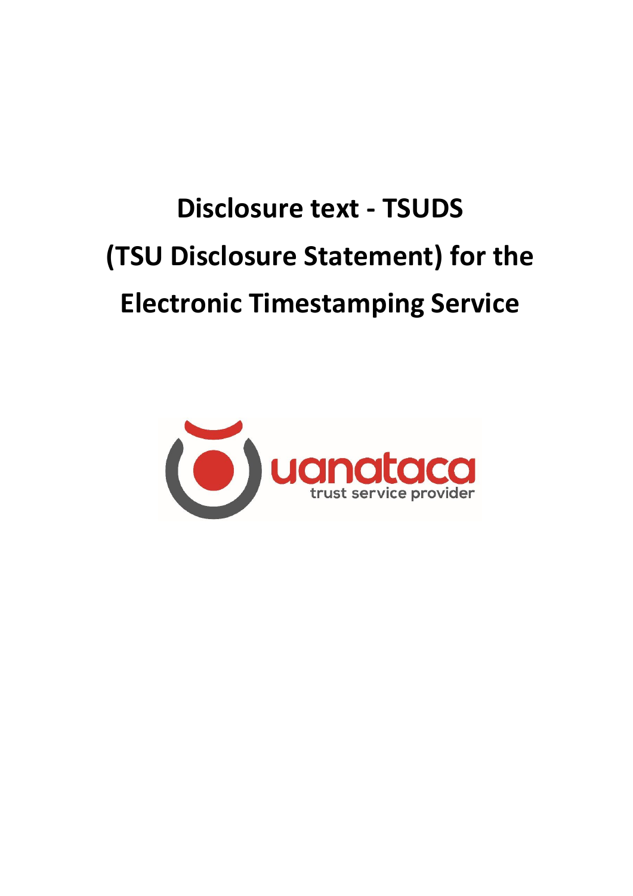# Disclosure text - TSUDS (TSU Disclosure Statement) for the Electronic Timestamping Service

uanataca

trust service provider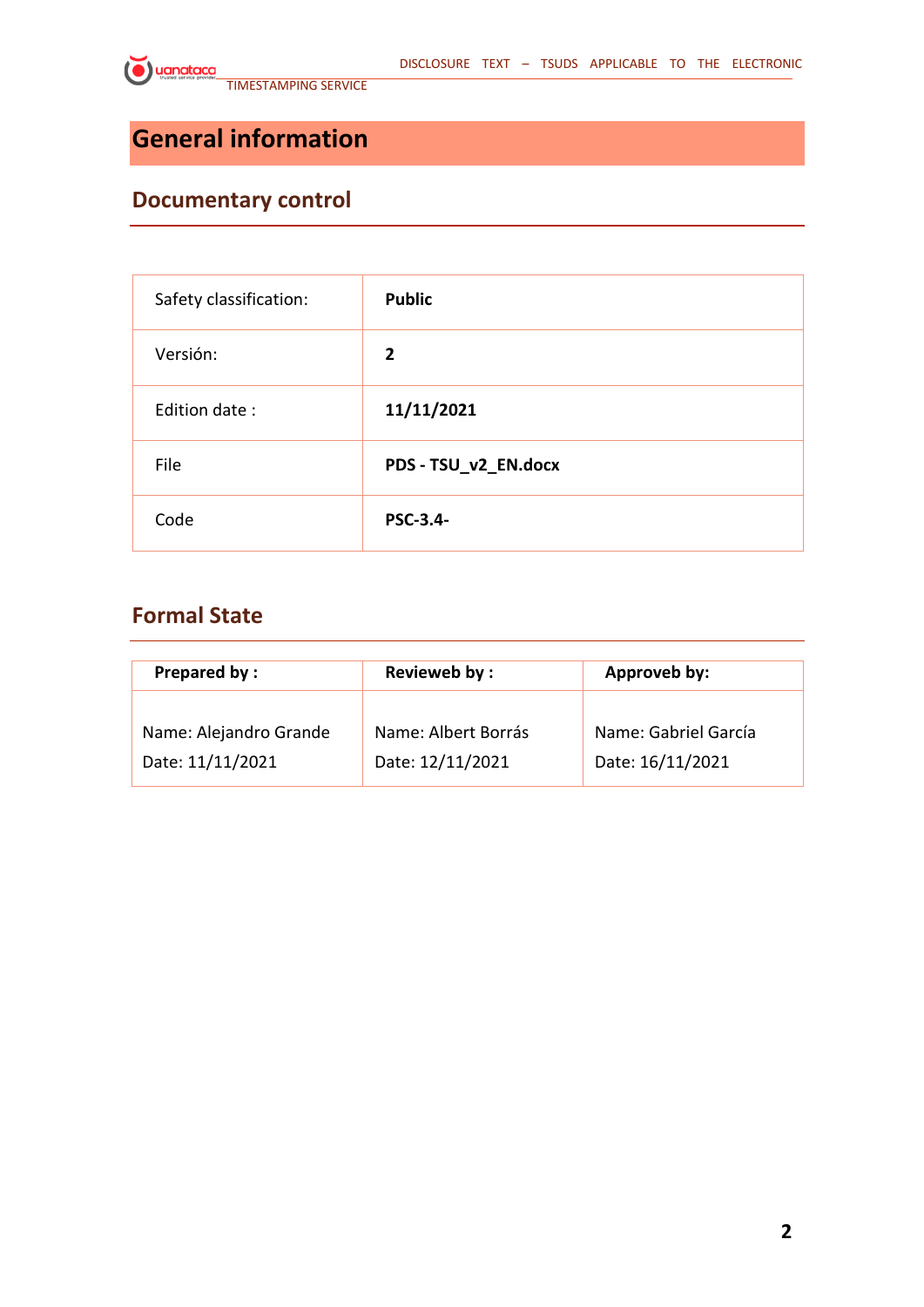# General information

## Documentary control

| Safety classification: | **Public** |
|---|---|
| Versión: | **2** |
| Edition date : | **11/11/2021** |
| File | **PDS - TSU_v2_EN.docx** |
| Code | **PSC-3.4-** |

## Formal State

| **Prepared by :** | **Revieweb by :** | **Approveb by:** |
|---|---|---|
| Name: Alejandro Grande<br>Date: 11/11/2021 | Name: Albert Borrás<br>Date: 12/11/2021 | Name: Gabriel García<br>Date: 16/11/2021 |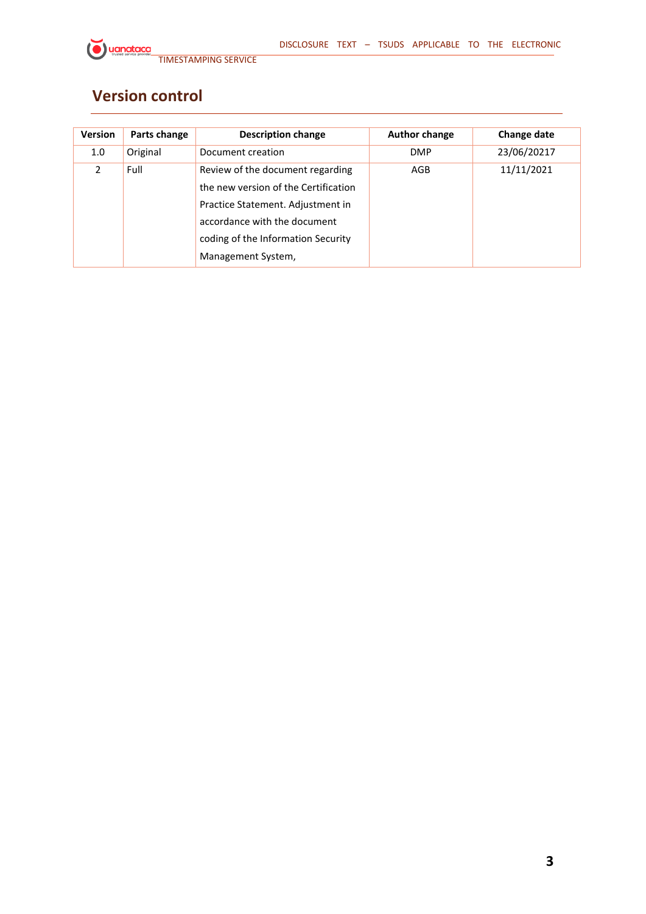## Version control

| Version | Parts change | Description change | Author change | Change date |
|---|---|---|---|---|
| 1.0 | Original | Document creation | DMP | 23/06/20217 |
| 2 | Full | Review of the document regarding the new version of the Certification Practice Statement. Adjustment in accordance with the document coding of the Information Security Management System, | AGB | 11/11/2021 |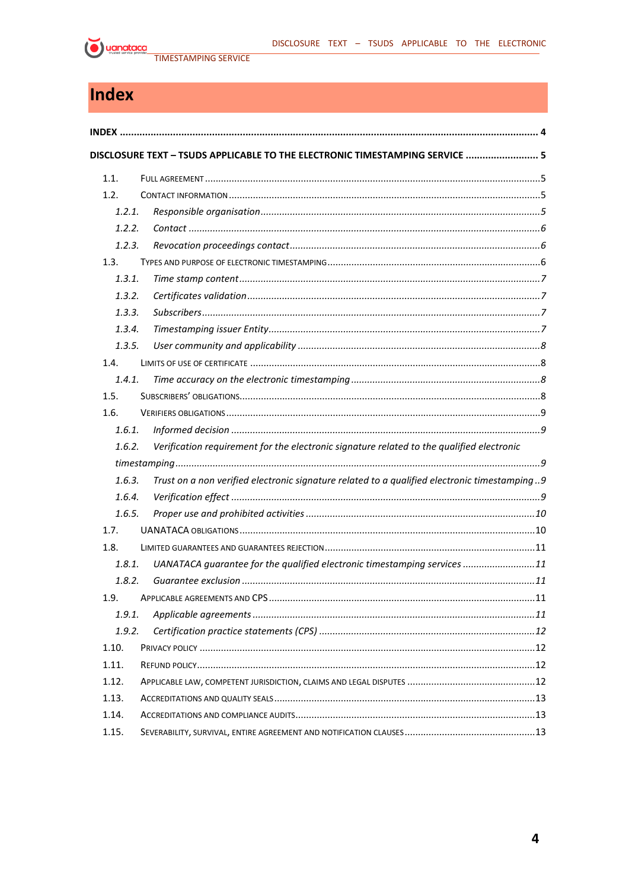# Index

**INDEX** ........................................................................................................................................ **4**

**DISCLOSURE TEXT – TSUDS APPLICABLE TO THE ELECTRONIC TIMESTAMPING SERVICE** .......................... **5**

1.1. FULL AGREEMENT ..........................................................................................................5

1.2. CONTACT INFORMATION ..................................................................................................5

*1.2.1. Responsible organisation* .........................................................................................5

*1.2.2. Contact* ....................................................................................................................6

*1.2.3. Revocation proceedings contact* ..............................................................................6

1.3. TYPES AND PURPOSE OF ELECTRONIC TIMESTAMPING ..........................................................6

*1.3.1. Time stamp content* .................................................................................................7

*1.3.2. Certificates validation* .............................................................................................7

*1.3.3. Subscribers* ..............................................................................................................7

*1.3.4. Timestamping issuer Entity* .....................................................................................7

*1.3.5. User community and applicability* ..........................................................................8

1.4. LIMITS OF USE OF CERTIFICATE .........................................................................................8

*1.4.1. Time accuracy on the electronic timestamping* .......................................................8

1.5. SUBSCRIBERS' OBLIGATIONS ..............................................................................................8

1.6. VERIFIERS OBLIGATIONS ....................................................................................................9

*1.6.1. Informed decision* ...................................................................................................9

*1.6.2. Verification requirement for the electronic signature related to the qualified electronic timestamping* ..........................................................................................................................9

*1.6.3. Trust on a non verified electronic signature related to a qualified electronic timestamping* ..9

*1.6.4. Verification effect* ...................................................................................................9

*1.6.5. Proper use and prohibited activities* .....................................................................10

1.7. UANATACA OBLIGATIONS ................................................................................................10

1.8. LIMITED GUARANTEES AND GUARANTEES REJECTION ..........................................................11

*1.8.1. UANATACA guarantee for the qualified electronic timestamping services* ...........11

*1.8.2. Guarantee exclusion* .............................................................................................11

1.9. APPLICABLE AGREEMENTS AND CPS .................................................................................11

*1.9.1. Applicable agreements* .........................................................................................11

*1.9.2. Certification practice statements (CPS)* ................................................................12

1.10. PRIVACY POLICY ...........................................................................................................12

1.11. REFUND POLICY ............................................................................................................12

1.12. APPLICABLE LAW, COMPETENT JURISDICTION, CLAIMS AND LEGAL DISPUTES .......................12

1.13. ACCREDITATIONS AND QUALITY SEALS .............................................................................13

1.14. ACCREDITATIONS AND COMPLIANCE AUDITS .....................................................................13

1.15. SEVERABILITY, SURVIVAL, ENTIRE AGREEMENT AND NOTIFICATION CLAUSES .........................13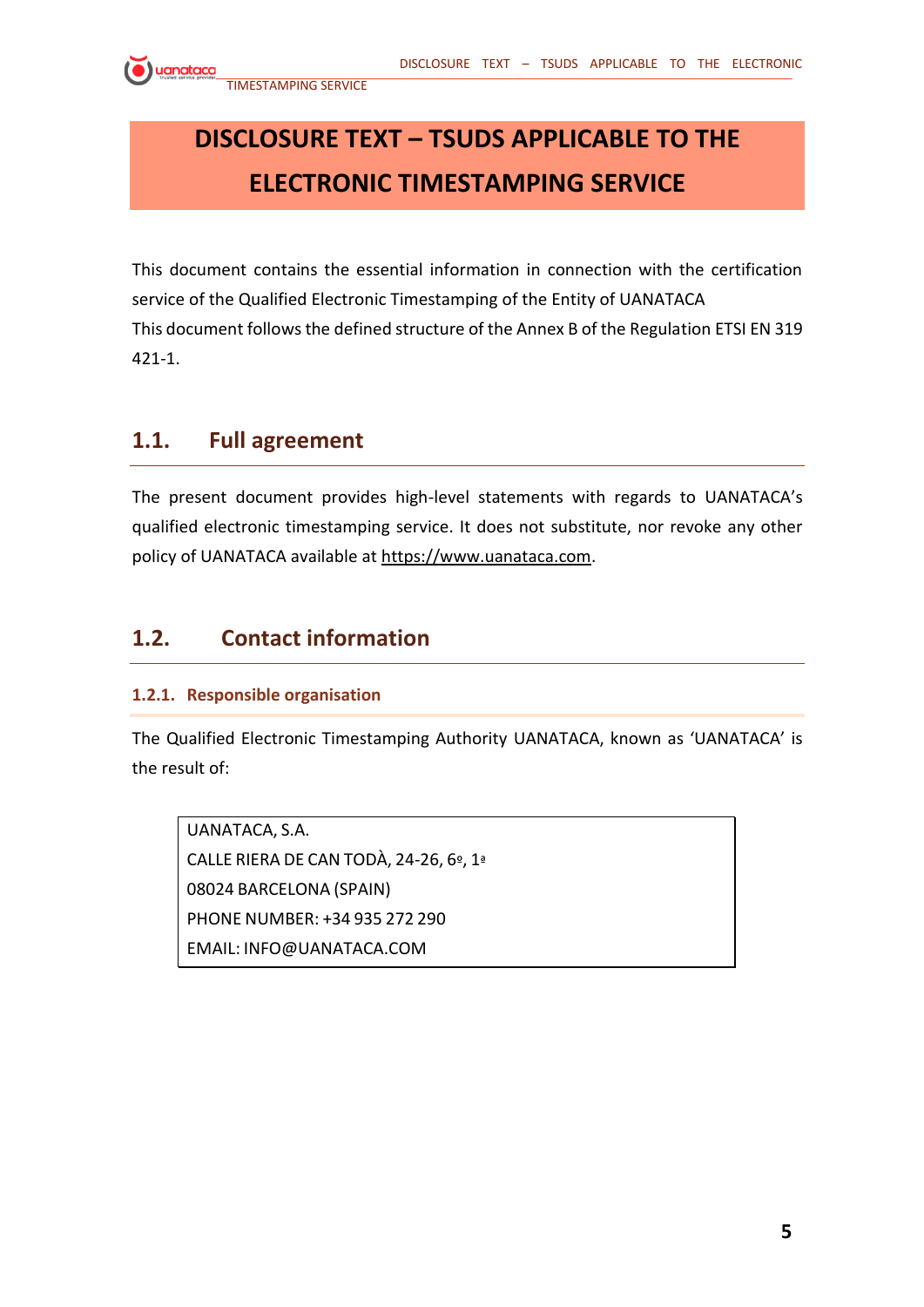# DISCLOSURE TEXT – TSUDS APPLICABLE TO THE ELECTRONIC TIMESTAMPING SERVICE

This document contains the essential information in connection with the certification service of the Qualified Electronic Timestamping of the Entity of UANATACA

This document follows the defined structure of the Annex B of the Regulation ETSI EN 319 421-1.

## 1.1. Full agreement

The present document provides high-level statements with regards to UANATACA's qualified electronic timestamping service. It does not substitute, nor revoke any other policy of UANATACA available at https://www.uanataca.com.

## 1.2. Contact information

### 1.2.1. Responsible organisation

The Qualified Electronic Timestamping Authority UANATACA, known as 'UANATACA' is the result of:

> UANATACA, S.A.
> CALLE RIERA DE CAN TODÀ, 24-26, 6º, 1ª
> 08024 BARCELONA (SPAIN)
> PHONE NUMBER: +34 935 272 290
> EMAIL: INFO@UANATACA.COM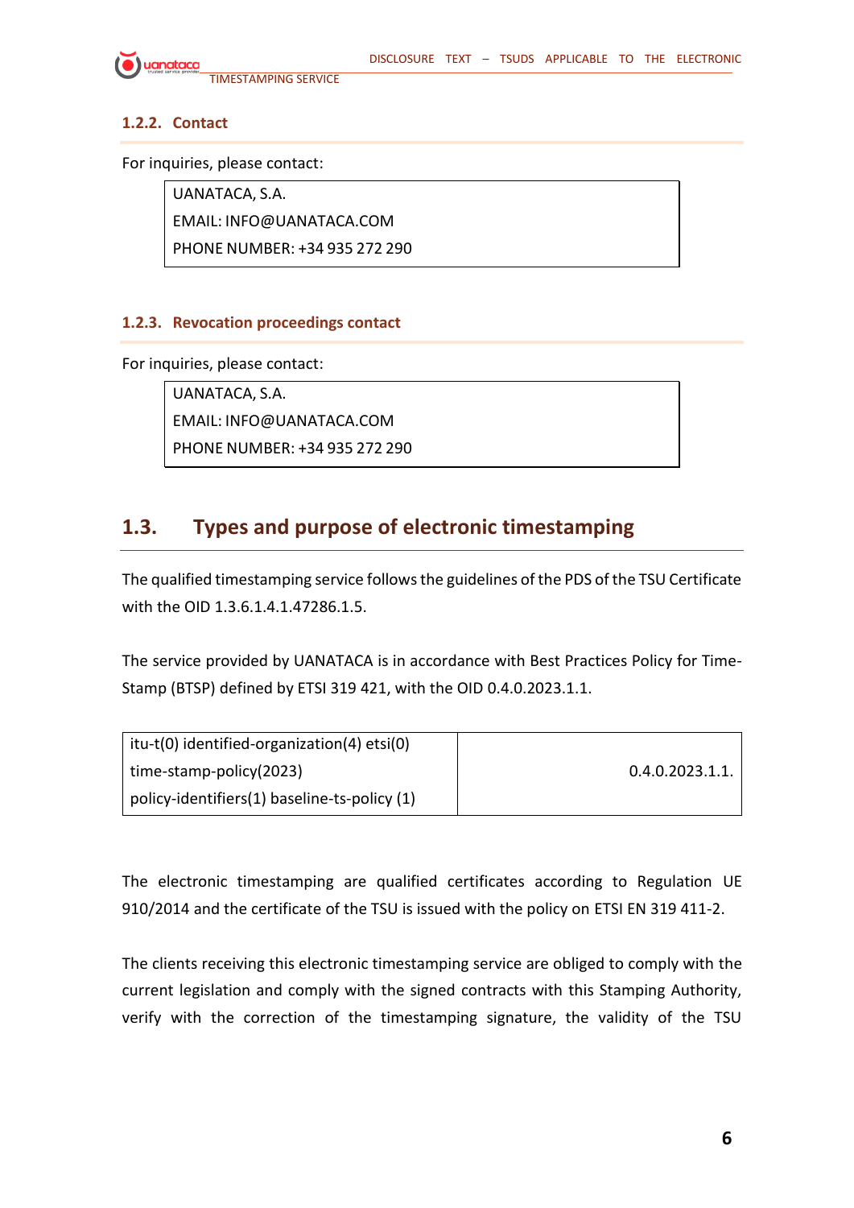### 1.2.2. Contact

For inquiries, please contact:

| UANATACA, S.A.<br>EMAIL: INFO@UANATACA.COM<br>PHONE NUMBER: +34 935 272 290 |
|---|

### 1.2.3. Revocation proceedings contact

For inquiries, please contact:

| UANATACA, S.A.<br>EMAIL: INFO@UANATACA.COM<br>PHONE NUMBER: +34 935 272 290 |
|---|

## 1.3. Types and purpose of electronic timestamping

The qualified timestamping service follows the guidelines of the PDS of the TSU Certificate with the OID 1.3.6.1.4.1.47286.1.5.

The service provided by UANATACA is in accordance with Best Practices Policy for Time-Stamp (BTSP) defined by ETSI 319 421, with the OID 0.4.0.2023.1.1.

| itu-t(0) identified-organization(4) etsi(0)<br>time-stamp-policy(2023)<br>policy-identifiers(1) baseline-ts-policy (1) | 0.4.0.2023.1.1. |
|---|---|

The electronic timestamping are qualified certificates according to Regulation UE 910/2014 and the certificate of the TSU is issued with the policy on ETSI EN 319 411-2.

The clients receiving this electronic timestamping service are obliged to comply with the current legislation and comply with the signed contracts with this Stamping Authority, verify with the correction of the timestamping signature, the validity of the TSU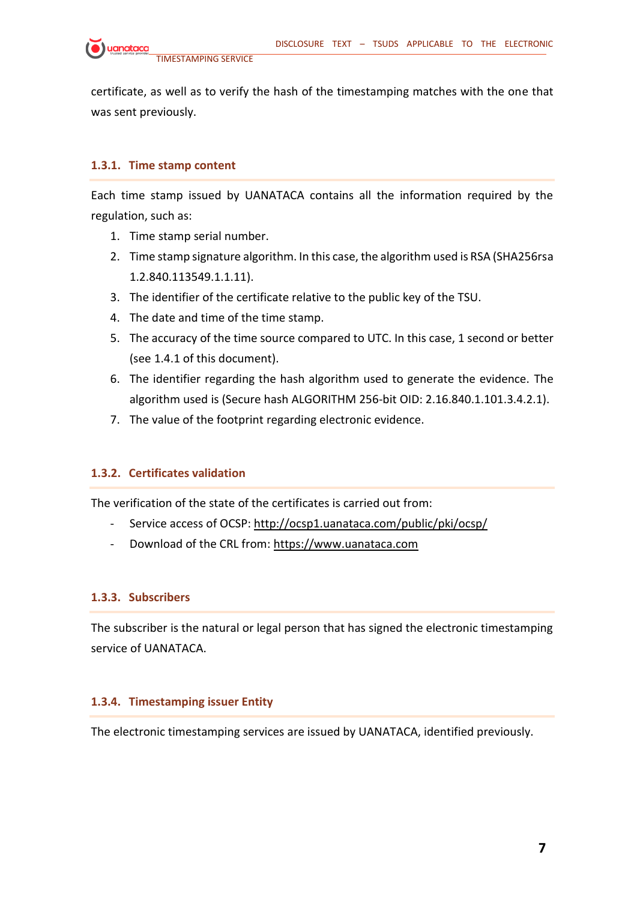certificate, as well as to verify the hash of the timestamping matches with the one that was sent previously.

### 1.3.1. Time stamp content

Each time stamp issued by UANATACA contains all the information required by the regulation, such as:

1. Time stamp serial number.
2. Time stamp signature algorithm. In this case, the algorithm used is RSA (SHA256rsa 1.2.840.113549.1.1.11).
3. The identifier of the certificate relative to the public key of the TSU.
4. The date and time of the time stamp.
5. The accuracy of the time source compared to UTC. In this case, 1 second or better (see 1.4.1 of this document).
6. The identifier regarding the hash algorithm used to generate the evidence. The algorithm used is (Secure hash ALGORITHM 256-bit OID: 2.16.840.1.101.3.4.2.1).
7. The value of the footprint regarding electronic evidence.

### 1.3.2. Certificates validation

The verification of the state of the certificates is carried out from:

- Service access of OCSP: http://ocsp1.uanataca.com/public/pki/ocsp/
- Download of the CRL from: https://www.uanataca.com

### 1.3.3. Subscribers

The subscriber is the natural or legal person that has signed the electronic timestamping service of UANATACA.

### 1.3.4. Timestamping issuer Entity

The electronic timestamping services are issued by UANATACA, identified previously.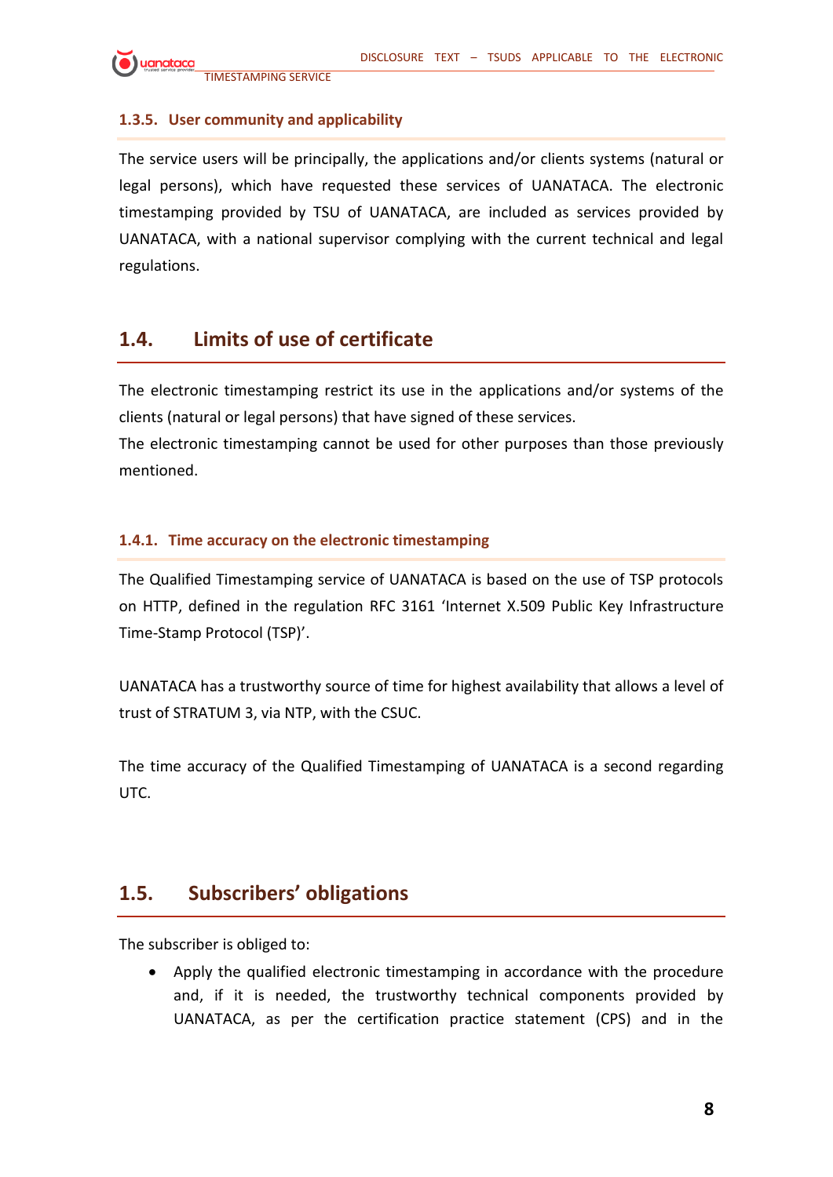### 1.3.5. User community and applicability

The service users will be principally, the applications and/or clients systems (natural or legal persons), which have requested these services of UANATACA. The electronic timestamping provided by TSU of UANATACA, are included as services provided by UANATACA, with a national supervisor complying with the current technical and legal regulations.

## 1.4. Limits of use of certificate

The electronic timestamping restrict its use in the applications and/or systems of the clients (natural or legal persons) that have signed of these services.
The electronic timestamping cannot be used for other purposes than those previously mentioned.

### 1.4.1. Time accuracy on the electronic timestamping

The Qualified Timestamping service of UANATACA is based on the use of TSP protocols on HTTP, defined in the regulation RFC 3161 'Internet X.509 Public Key Infrastructure Time-Stamp Protocol (TSP)'.

UANATACA has a trustworthy source of time for highest availability that allows a level of trust of STRATUM 3, via NTP, with the CSUC.

The time accuracy of the Qualified Timestamping of UANATACA is a second regarding UTC.

## 1.5. Subscribers' obligations

The subscriber is obliged to:

- Apply the qualified electronic timestamping in accordance with the procedure and, if it is needed, the trustworthy technical components provided by UANATACA, as per the certification practice statement (CPS) and in the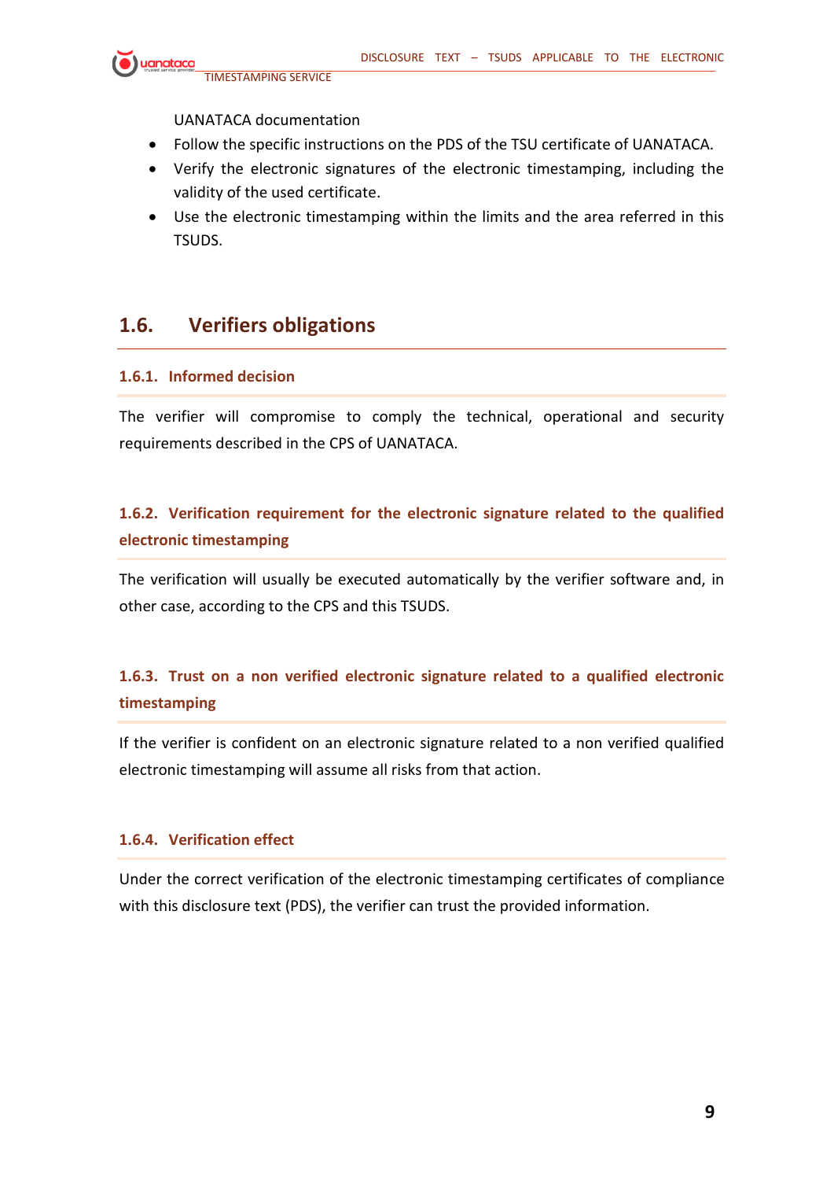UANATACA documentation

- Follow the specific instructions on the PDS of the TSU certificate of UANATACA.
- Verify the electronic signatures of the electronic timestamping, including the validity of the used certificate.
- Use the electronic timestamping within the limits and the area referred in this TSUDS.

## 1.6. Verifiers obligations

### 1.6.1. Informed decision

The verifier will compromise to comply the technical, operational and security requirements described in the CPS of UANATACA.

### 1.6.2. Verification requirement for the electronic signature related to the qualified electronic timestamping

The verification will usually be executed automatically by the verifier software and, in other case, according to the CPS and this TSUDS.

### 1.6.3. Trust on a non verified electronic signature related to a qualified electronic timestamping

If the verifier is confident on an electronic signature related to a non verified qualified electronic timestamping will assume all risks from that action.

### 1.6.4. Verification effect

Under the correct verification of the electronic timestamping certificates of compliance with this disclosure text (PDS), the verifier can trust the provided information.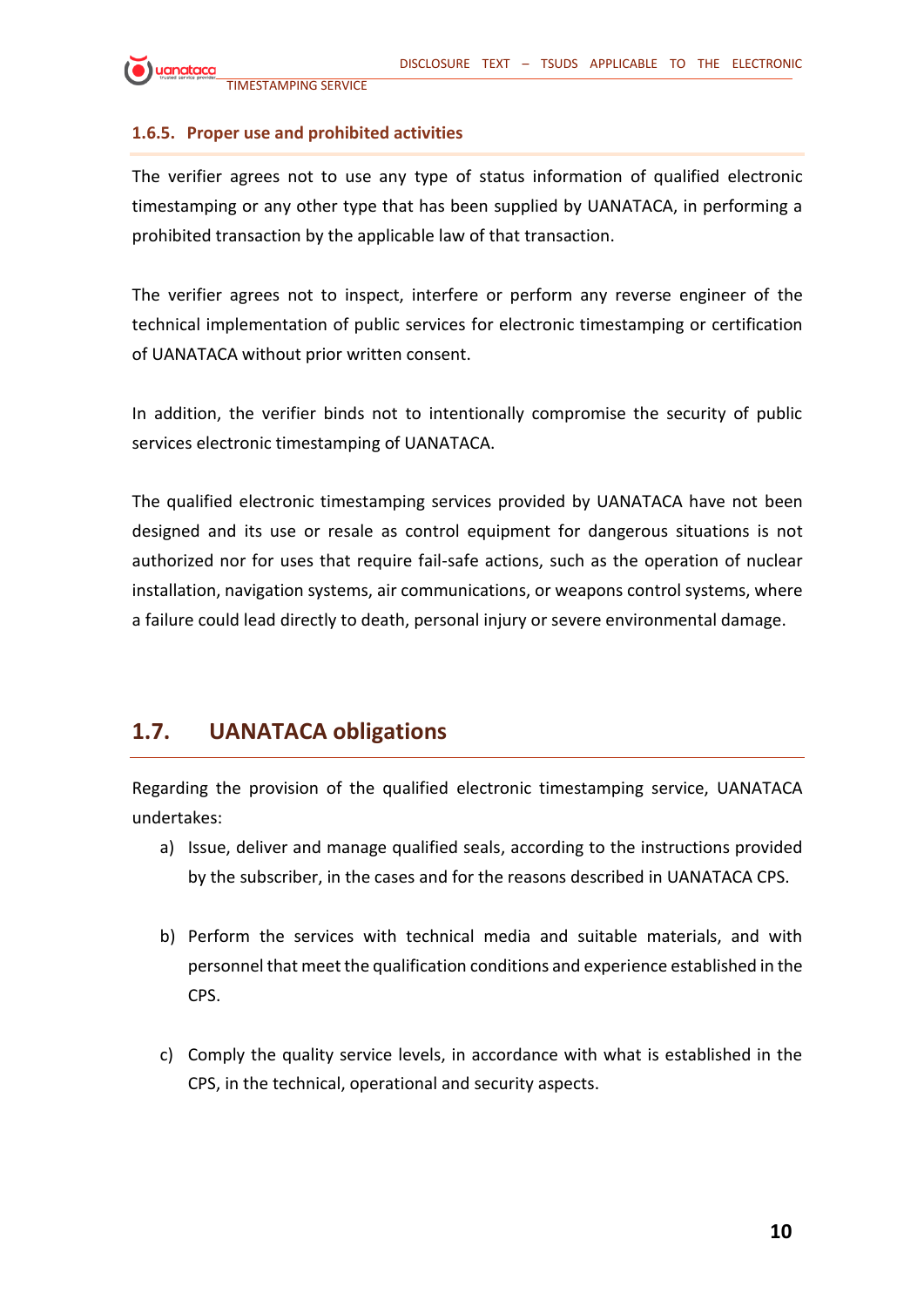### 1.6.5. Proper use and prohibited activities

The verifier agrees not to use any type of status information of qualified electronic timestamping or any other type that has been supplied by UANATACA, in performing a prohibited transaction by the applicable law of that transaction.

The verifier agrees not to inspect, interfere or perform any reverse engineer of the technical implementation of public services for electronic timestamping or certification of UANATACA without prior written consent.

In addition, the verifier binds not to intentionally compromise the security of public services electronic timestamping of UANATACA.

The qualified electronic timestamping services provided by UANATACA have not been designed and its use or resale as control equipment for dangerous situations is not authorized nor for uses that require fail-safe actions, such as the operation of nuclear installation, navigation systems, air communications, or weapons control systems, where a failure could lead directly to death, personal injury or severe environmental damage.

## 1.7. UANATACA obligations

Regarding the provision of the qualified electronic timestamping service, UANATACA undertakes:

a) Issue, deliver and manage qualified seals, according to the instructions provided by the subscriber, in the cases and for the reasons described in UANATACA CPS.

b) Perform the services with technical media and suitable materials, and with personnel that meet the qualification conditions and experience established in the CPS.

c) Comply the quality service levels, in accordance with what is established in the CPS, in the technical, operational and security aspects.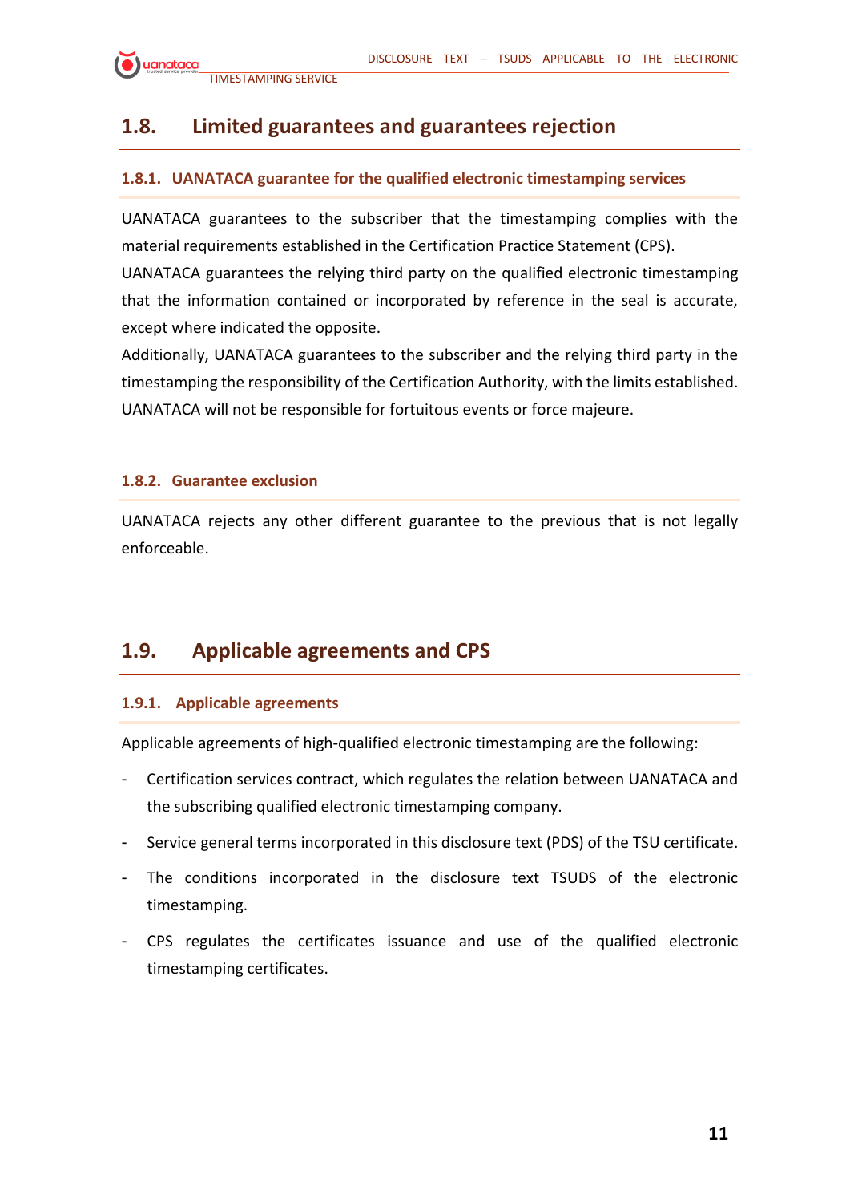## 1.8. Limited guarantees and guarantees rejection

### 1.8.1. UANATACA guarantee for the qualified electronic timestamping services

UANATACA guarantees to the subscriber that the timestamping complies with the material requirements established in the Certification Practice Statement (CPS).

UANATACA guarantees the relying third party on the qualified electronic timestamping that the information contained or incorporated by reference in the seal is accurate, except where indicated the opposite.

Additionally, UANATACA guarantees to the subscriber and the relying third party in the timestamping the responsibility of the Certification Authority, with the limits established. UANATACA will not be responsible for fortuitous events or force majeure.

### 1.8.2. Guarantee exclusion

UANATACA rejects any other different guarantee to the previous that is not legally enforceable.

## 1.9. Applicable agreements and CPS

### 1.9.1. Applicable agreements

Applicable agreements of high-qualified electronic timestamping are the following:

- Certification services contract, which regulates the relation between UANATACA and the subscribing qualified electronic timestamping company.
- Service general terms incorporated in this disclosure text (PDS) of the TSU certificate.
- The conditions incorporated in the disclosure text TSUDS of the electronic timestamping.
- CPS regulates the certificates issuance and use of the qualified electronic timestamping certificates.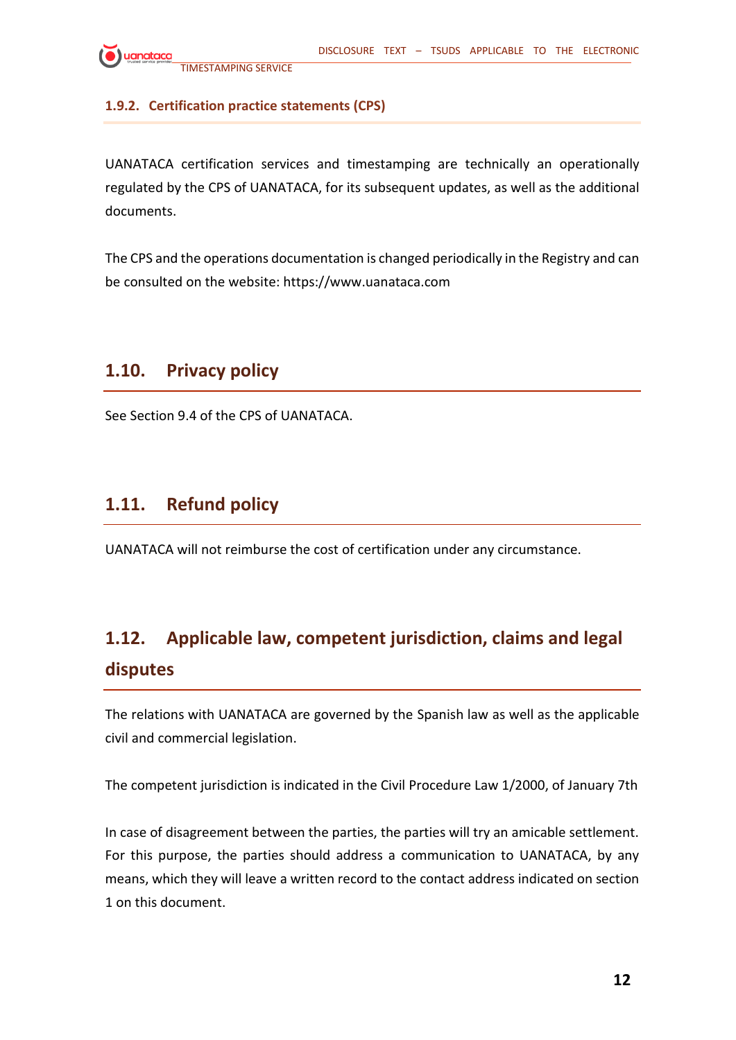### 1.9.2. Certification practice statements (CPS)

UANATACA certification services and timestamping are technically an operationally regulated by the CPS of UANATACA, for its subsequent updates, as well as the additional documents.

The CPS and the operations documentation is changed periodically in the Registry and can be consulted on the website: https://www.uanataca.com

## 1.10. Privacy policy

See Section 9.4 of the CPS of UANATACA.

## 1.11. Refund policy

UANATACA will not reimburse the cost of certification under any circumstance.

## 1.12. Applicable law, competent jurisdiction, claims and legal disputes

The relations with UANATACA are governed by the Spanish law as well as the applicable civil and commercial legislation.

The competent jurisdiction is indicated in the Civil Procedure Law 1/2000, of January 7th

In case of disagreement between the parties, the parties will try an amicable settlement. For this purpose, the parties should address a communication to UANATACA, by any means, which they will leave a written record to the contact address indicated on section 1 on this document.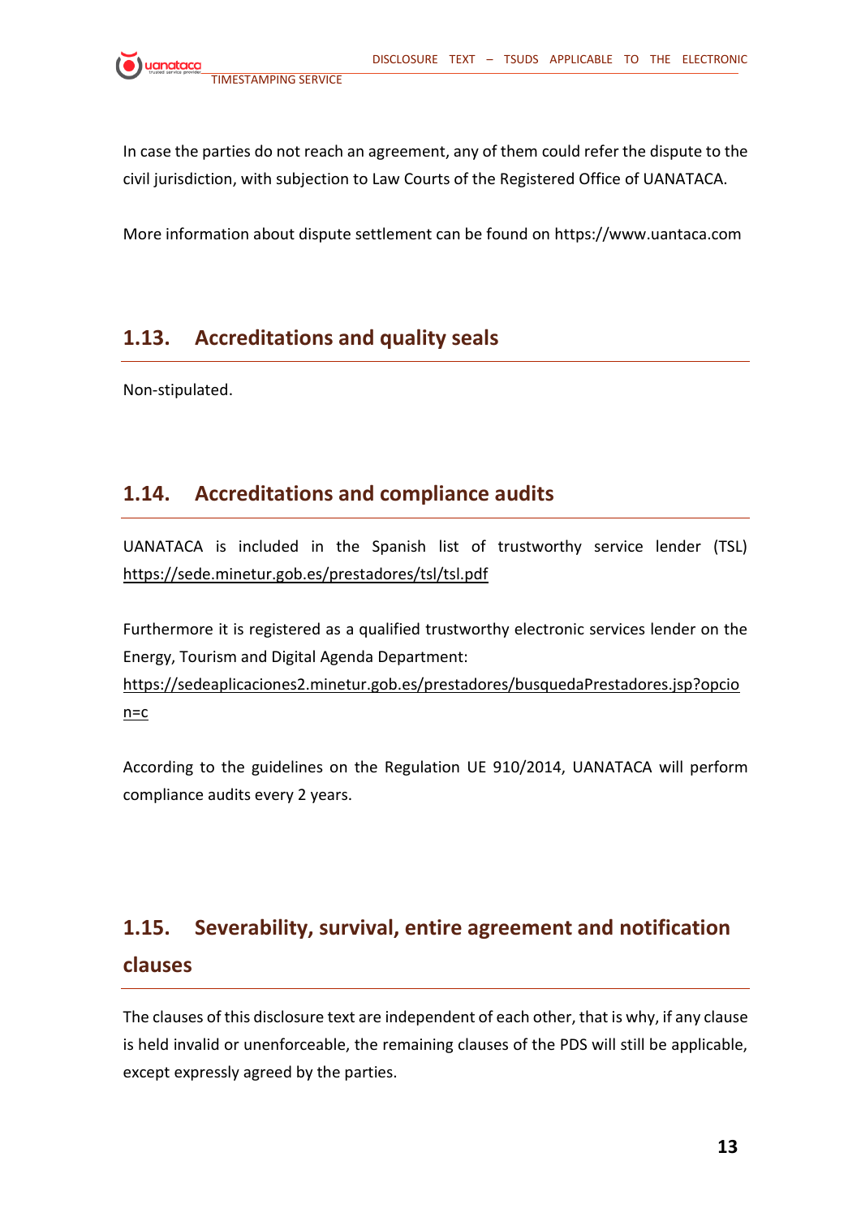In case the parties do not reach an agreement, any of them could refer the dispute to the civil jurisdiction, with subjection to Law Courts of the Registered Office of UANATACA.

More information about dispute settlement can be found on https://www.uantaca.com

## 1.13. Accreditations and quality seals

Non-stipulated.

## 1.14. Accreditations and compliance audits

UANATACA is included in the Spanish list of trustworthy service lender (TSL) https://sede.minetur.gob.es/prestadores/tsl/tsl.pdf

Furthermore it is registered as a qualified trustworthy electronic services lender on the Energy, Tourism and Digital Agenda Department: https://sedeaplicaciones2.minetur.gob.es/prestadores/busquedaPrestadores.jsp?opcion=c

According to the guidelines on the Regulation UE 910/2014, UANATACA will perform compliance audits every 2 years.

## 1.15. Severability, survival, entire agreement and notification clauses

The clauses of this disclosure text are independent of each other, that is why, if any clause is held invalid or unenforceable, the remaining clauses of the PDS will still be applicable, except expressly agreed by the parties.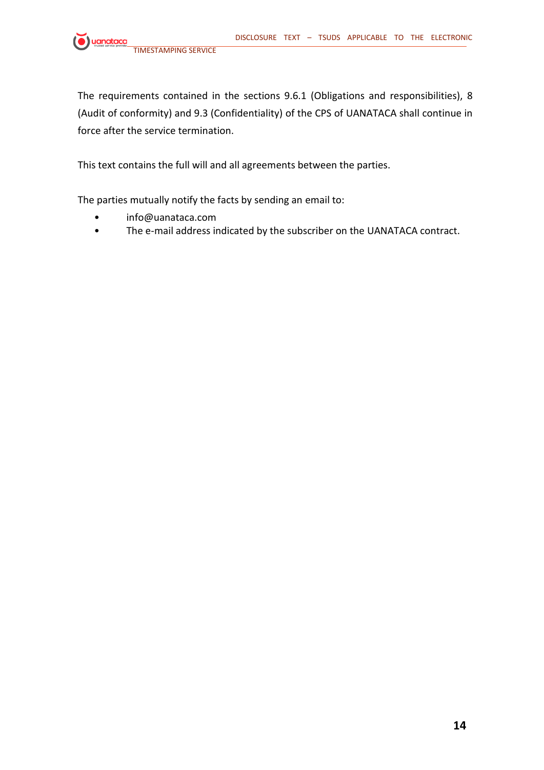The requirements contained in the sections 9.6.1 (Obligations and responsibilities), 8 (Audit of conformity) and 9.3 (Confidentiality) of the CPS of UANATACA shall continue in force after the service termination.

This text contains the full will and all agreements between the parties.

The parties mutually notify the facts by sending an email to:

- info@uanataca.com
- The e-mail address indicated by the subscriber on the UANATACA contract.